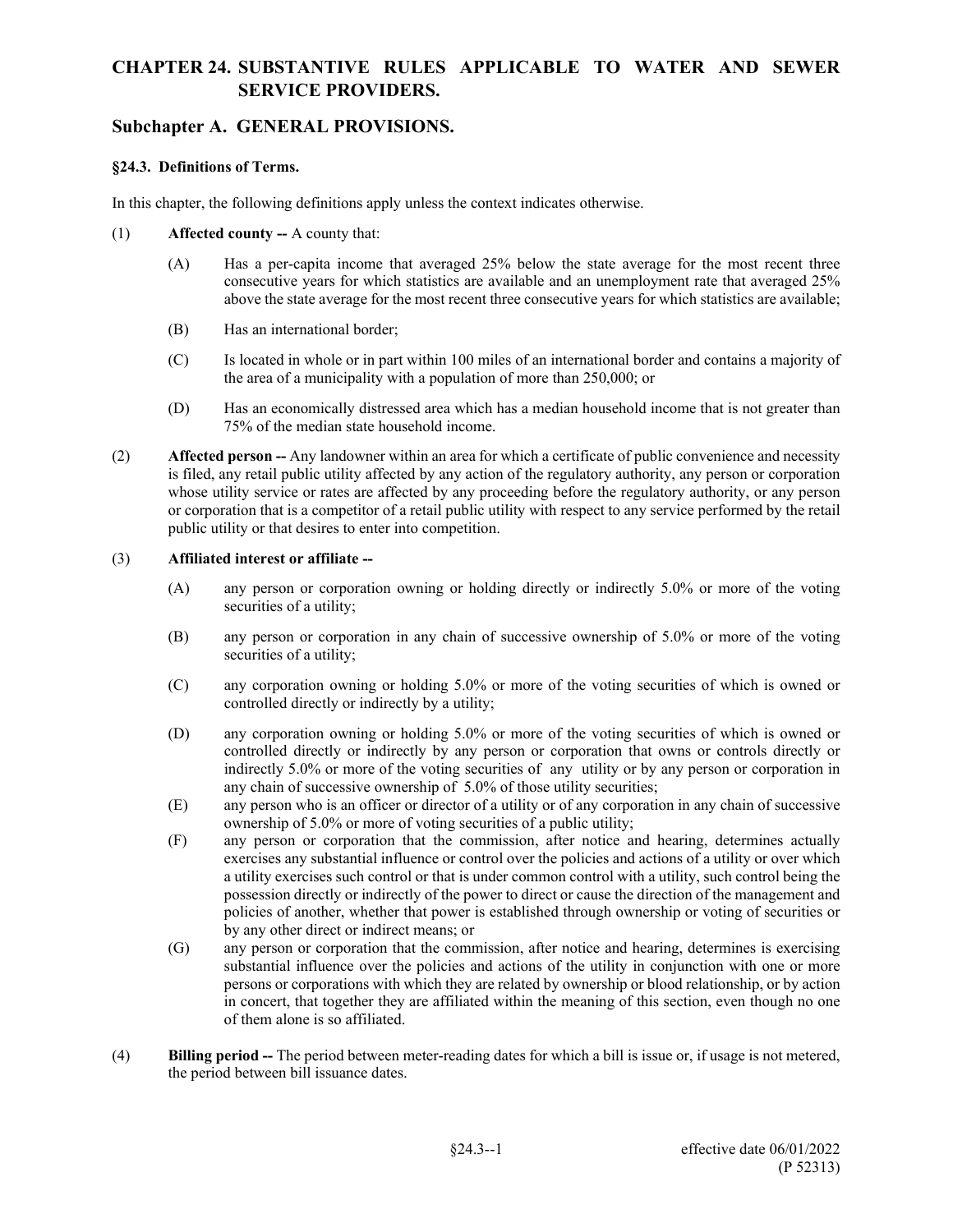# CHAPTER 24. SUBSTANTIVE RULES APPLICABLE TO WATER AND SEWER SERVICE PROVIDERS.

## Subchapter A. GENERAL PROVISIONS.

### §24.3. Definitions of Terms.

In this chapter, the following definitions apply unless the context indicates otherwise.

(1) **Affected county --** A county that:

(A) Has a per-capita income that averaged 25% below the state average for the most recent three consecutive years for which statistics are available and an unemployment rate that averaged 25% above the state average for the most recent three consecutive years for which statistics are available;

(B) Has an international border;

(C) Is located in whole or in part within 100 miles of an international border and contains a majority of the area of a municipality with a population of more than 250,000; or

(D) Has an economically distressed area which has a median household income that is not greater than 75% of the median state household income.

(2) **Affected person --** Any landowner within an area for which a certificate of public convenience and necessity is filed, any retail public utility affected by any action of the regulatory authority, any person or corporation whose utility service or rates are affected by any proceeding before the regulatory authority, or any person or corporation that is a competitor of a retail public utility with respect to any service performed by the retail public utility or that desires to enter into competition.

(3) **Affiliated interest or affiliate --**

(A) any person or corporation owning or holding directly or indirectly 5.0% or more of the voting securities of a utility;

(B) any person or corporation in any chain of successive ownership of 5.0% or more of the voting securities of a utility;

(C) any corporation owning or holding 5.0% or more of the voting securities of which is owned or controlled directly or indirectly by a utility;

(D) any corporation owning or holding 5.0% or more of the voting securities of which is owned or controlled directly or indirectly by any person or corporation that owns or controls directly or indirectly 5.0% or more of the voting securities of any utility or by any person or corporation in any chain of successive ownership of 5.0% of those utility securities;

(E) any person who is an officer or director of a utility or of any corporation in any chain of successive ownership of 5.0% or more of voting securities of a public utility;

(F) any person or corporation that the commission, after notice and hearing, determines actually exercises any substantial influence or control over the policies and actions of a utility or over which a utility exercises such control or that is under common control with a utility, such control being the possession directly or indirectly of the power to direct or cause the direction of the management and policies of another, whether that power is established through ownership or voting of securities or by any other direct or indirect means; or

(G) any person or corporation that the commission, after notice and hearing, determines is exercising substantial influence over the policies and actions of the utility in conjunction with one or more persons or corporations with which they are related by ownership or blood relationship, or by action in concert, that together they are affiliated within the meaning of this section, even though no one of them alone is so affiliated.

(4) **Billing period --** The period between meter-reading dates for which a bill is issue or, if usage is not metered, the period between bill issuance dates.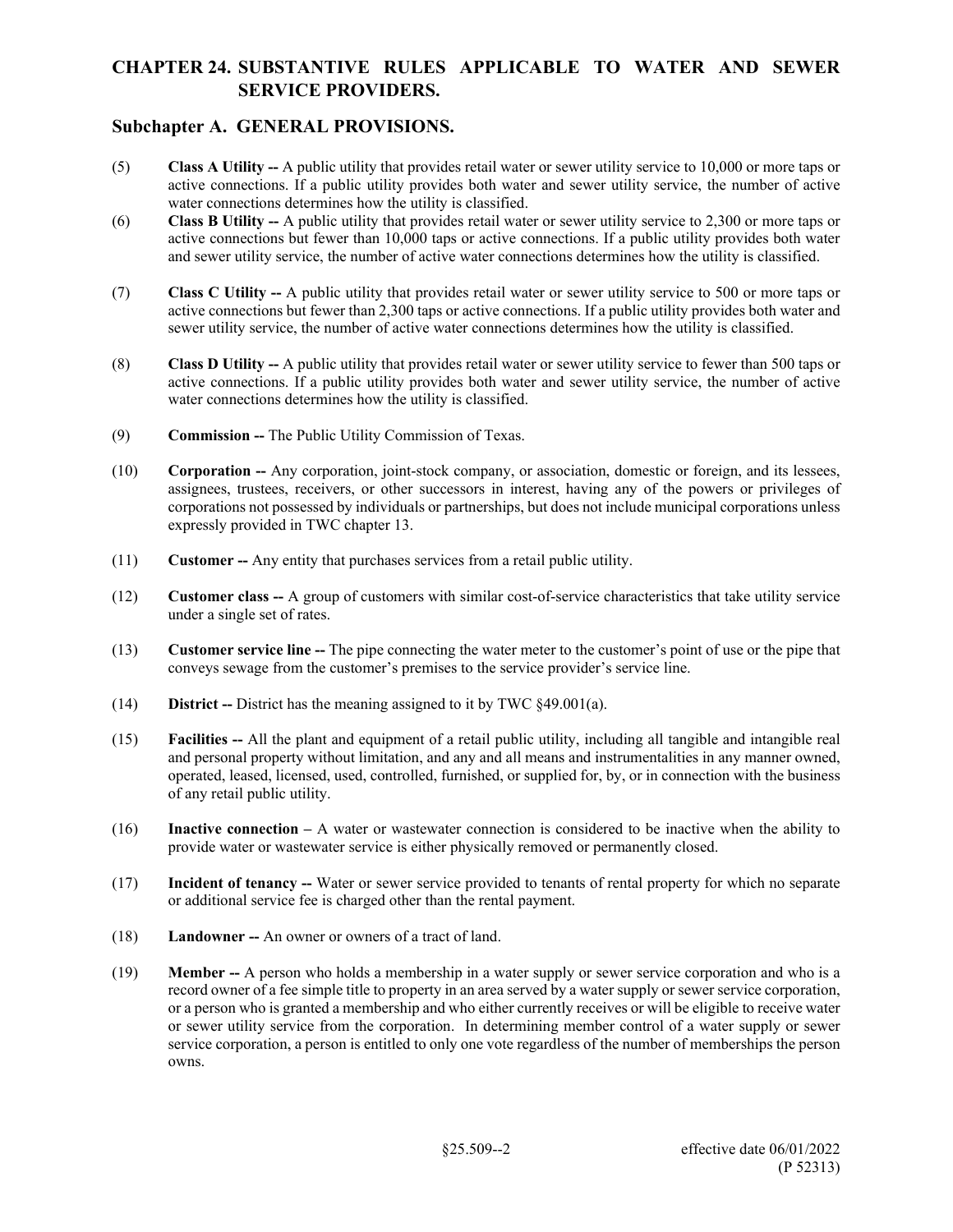## CHAPTER 24. SUBSTANTIVE RULES APPLICABLE TO WATER AND SEWER SERVICE PROVIDERS.

### Subchapter A. GENERAL PROVISIONS.

(5) **Class A Utility --** A public utility that provides retail water or sewer utility service to 10,000 or more taps or active connections. If a public utility provides both water and sewer utility service, the number of active water connections determines how the utility is classified.

(6) **Class B Utility --** A public utility that provides retail water or sewer utility service to 2,300 or more taps or active connections but fewer than 10,000 taps or active connections. If a public utility provides both water and sewer utility service, the number of active water connections determines how the utility is classified.

(7) **Class C Utility --** A public utility that provides retail water or sewer utility service to 500 or more taps or active connections but fewer than 2,300 taps or active connections. If a public utility provides both water and sewer utility service, the number of active water connections determines how the utility is classified.

(8) **Class D Utility --** A public utility that provides retail water or sewer utility service to fewer than 500 taps or active connections. If a public utility provides both water and sewer utility service, the number of active water connections determines how the utility is classified.

(9) **Commission --** The Public Utility Commission of Texas.

(10) **Corporation --** Any corporation, joint-stock company, or association, domestic or foreign, and its lessees, assignees, trustees, receivers, or other successors in interest, having any of the powers or privileges of corporations not possessed by individuals or partnerships, but does not include municipal corporations unless expressly provided in TWC chapter 13.

(11) **Customer --** Any entity that purchases services from a retail public utility.

(12) **Customer class --** A group of customers with similar cost-of-service characteristics that take utility service under a single set of rates.

(13) **Customer service line --** The pipe connecting the water meter to the customer's point of use or the pipe that conveys sewage from the customer's premises to the service provider's service line.

(14) **District --** District has the meaning assigned to it by TWC §49.001(a).

(15) **Facilities --** All the plant and equipment of a retail public utility, including all tangible and intangible real and personal property without limitation, and any and all means and instrumentalities in any manner owned, operated, leased, licensed, used, controlled, furnished, or supplied for, by, or in connection with the business of any retail public utility.

(16) **Inactive connection –** A water or wastewater connection is considered to be inactive when the ability to provide water or wastewater service is either physically removed or permanently closed.

(17) **Incident of tenancy --** Water or sewer service provided to tenants of rental property for which no separate or additional service fee is charged other than the rental payment.

(18) **Landowner --** An owner or owners of a tract of land.

(19) **Member --** A person who holds a membership in a water supply or sewer service corporation and who is a record owner of a fee simple title to property in an area served by a water supply or sewer service corporation, or a person who is granted a membership and who either currently receives or will be eligible to receive water or sewer utility service from the corporation. In determining member control of a water supply or sewer service corporation, a person is entitled to only one vote regardless of the number of memberships the person owns.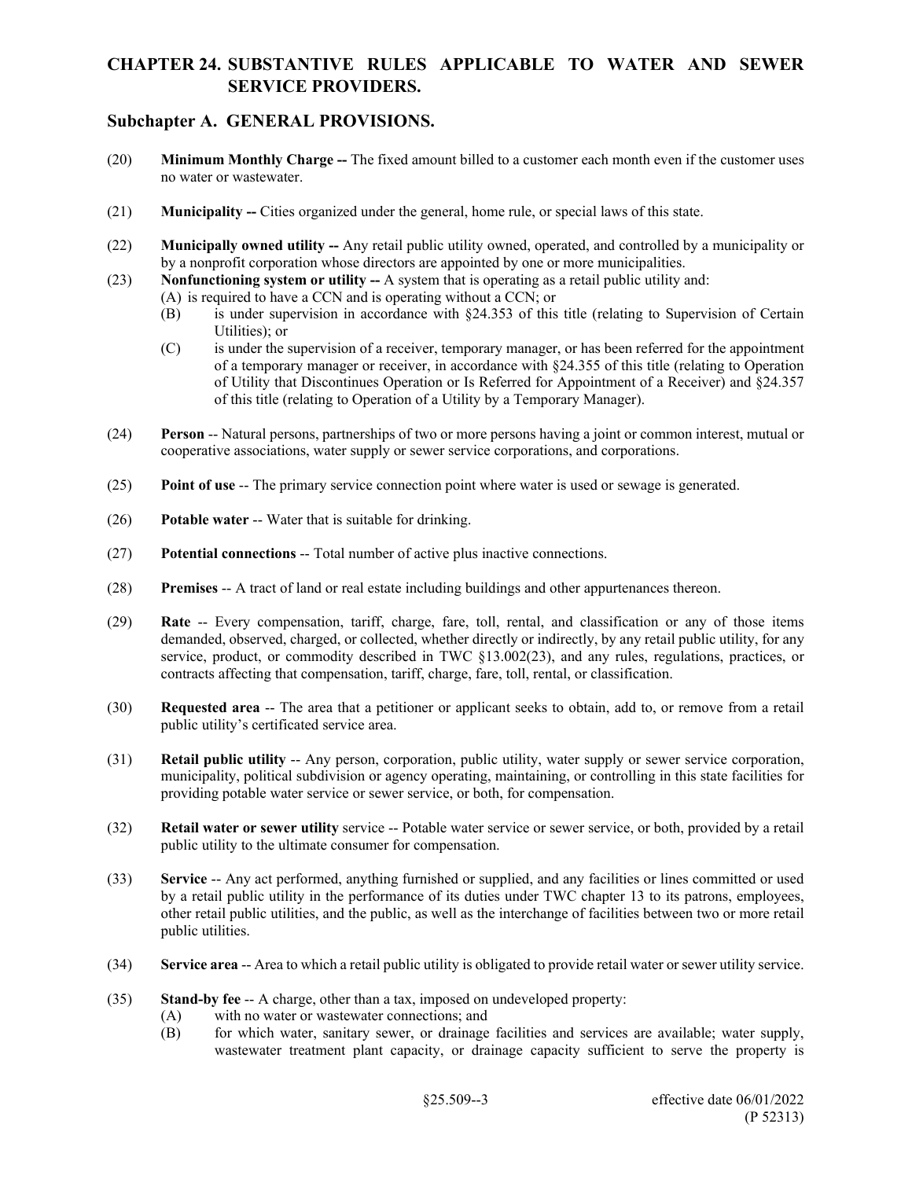## CHAPTER 24. SUBSTANTIVE RULES APPLICABLE TO WATER AND SEWER SERVICE PROVIDERS.

### Subchapter A. GENERAL PROVISIONS.

(20) **Minimum Monthly Charge --** The fixed amount billed to a customer each month even if the customer uses no water or wastewater.

(21) **Municipality --** Cities organized under the general, home rule, or special laws of this state.

(22) **Municipally owned utility --** Any retail public utility owned, operated, and controlled by a municipality or by a nonprofit corporation whose directors are appointed by one or more municipalities.

(23) **Nonfunctioning system or utility --** A system that is operating as a retail public utility and:

- (A) is required to have a CCN and is operating without a CCN; or
- (B) is under supervision in accordance with §24.353 of this title (relating to Supervision of Certain Utilities); or
- (C) is under the supervision of a receiver, temporary manager, or has been referred for the appointment of a temporary manager or receiver, in accordance with §24.355 of this title (relating to Operation of Utility that Discontinues Operation or Is Referred for Appointment of a Receiver) and §24.357 of this title (relating to Operation of a Utility by a Temporary Manager).

(24) **Person** -- Natural persons, partnerships of two or more persons having a joint or common interest, mutual or cooperative associations, water supply or sewer service corporations, and corporations.

(25) **Point of use** -- The primary service connection point where water is used or sewage is generated.

(26) **Potable water** -- Water that is suitable for drinking.

(27) **Potential connections** -- Total number of active plus inactive connections.

(28) **Premises** -- A tract of land or real estate including buildings and other appurtenances thereon.

(29) **Rate** -- Every compensation, tariff, charge, fare, toll, rental, and classification or any of those items demanded, observed, charged, or collected, whether directly or indirectly, by any retail public utility, for any service, product, or commodity described in TWC §13.002(23), and any rules, regulations, practices, or contracts affecting that compensation, tariff, charge, fare, toll, rental, or classification.

(30) **Requested area** -- The area that a petitioner or applicant seeks to obtain, add to, or remove from a retail public utility's certificated service area.

(31) **Retail public utility** -- Any person, corporation, public utility, water supply or sewer service corporation, municipality, political subdivision or agency operating, maintaining, or controlling in this state facilities for providing potable water service or sewer service, or both, for compensation.

(32) **Retail water or sewer utility** service -- Potable water service or sewer service, or both, provided by a retail public utility to the ultimate consumer for compensation.

(33) **Service** -- Any act performed, anything furnished or supplied, and any facilities or lines committed or used by a retail public utility in the performance of its duties under TWC chapter 13 to its patrons, employees, other retail public utilities, and the public, as well as the interchange of facilities between two or more retail public utilities.

(34) **Service area** -- Area to which a retail public utility is obligated to provide retail water or sewer utility service.

(35) **Stand-by fee** -- A charge, other than a tax, imposed on undeveloped property:

- (A) with no water or wastewater connections; and
- (B) for which water, sanitary sewer, or drainage facilities and services are available; water supply, wastewater treatment plant capacity, or drainage capacity sufficient to serve the property is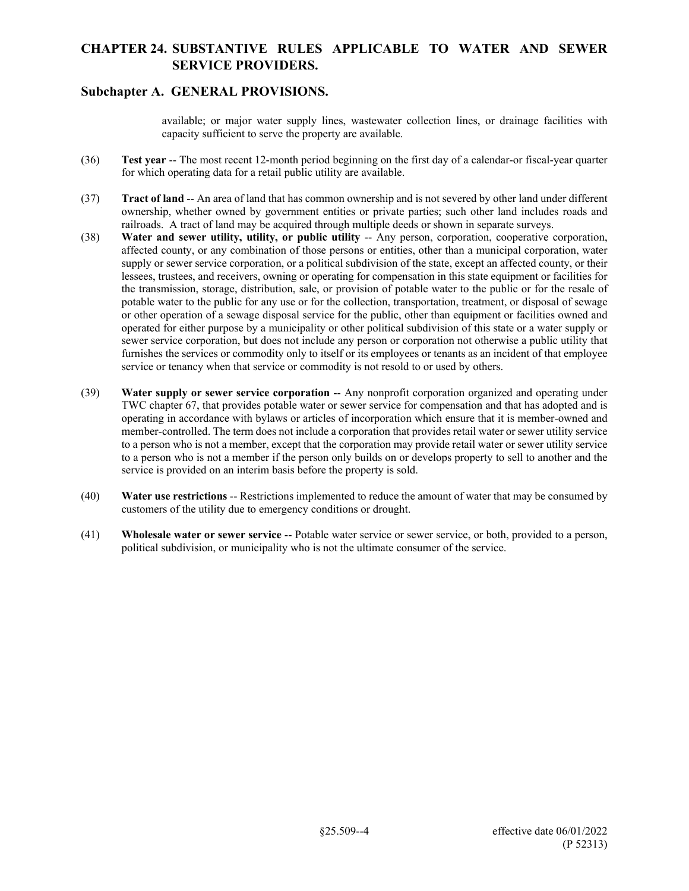available; or major water supply lines, wastewater collection lines, or drainage facilities with capacity sufficient to serve the property are available.

(36) **Test year** -- The most recent 12-month period beginning on the first day of a calendar-or fiscal-year quarter for which operating data for a retail public utility are available.

(37) **Tract of land** -- An area of land that has common ownership and is not severed by other land under different ownership, whether owned by government entities or private parties; such other land includes roads and railroads. A tract of land may be acquired through multiple deeds or shown in separate surveys.

(38) **Water and sewer utility, utility, or public utility** -- Any person, corporation, cooperative corporation, affected county, or any combination of those persons or entities, other than a municipal corporation, water supply or sewer service corporation, or a political subdivision of the state, except an affected county, or their lessees, trustees, and receivers, owning or operating for compensation in this state equipment or facilities for the transmission, storage, distribution, sale, or provision of potable water to the public or for the resale of potable water to the public for any use or for the collection, transportation, treatment, or disposal of sewage or other operation of a sewage disposal service for the public, other than equipment or facilities owned and operated for either purpose by a municipality or other political subdivision of this state or a water supply or sewer service corporation, but does not include any person or corporation not otherwise a public utility that furnishes the services or commodity only to itself or its employees or tenants as an incident of that employee service or tenancy when that service or commodity is not resold to or used by others.

(39) **Water supply or sewer service corporation** -- Any nonprofit corporation organized and operating under TWC chapter 67, that provides potable water or sewer service for compensation and that has adopted and is operating in accordance with bylaws or articles of incorporation which ensure that it is member-owned and member-controlled. The term does not include a corporation that provides retail water or sewer utility service to a person who is not a member, except that the corporation may provide retail water or sewer utility service to a person who is not a member if the person only builds on or develops property to sell to another and the service is provided on an interim basis before the property is sold.

(40) **Water use restrictions** -- Restrictions implemented to reduce the amount of water that may be consumed by customers of the utility due to emergency conditions or drought.

(41) **Wholesale water or sewer service** -- Potable water service or sewer service, or both, provided to a person, political subdivision, or municipality who is not the ultimate consumer of the service.